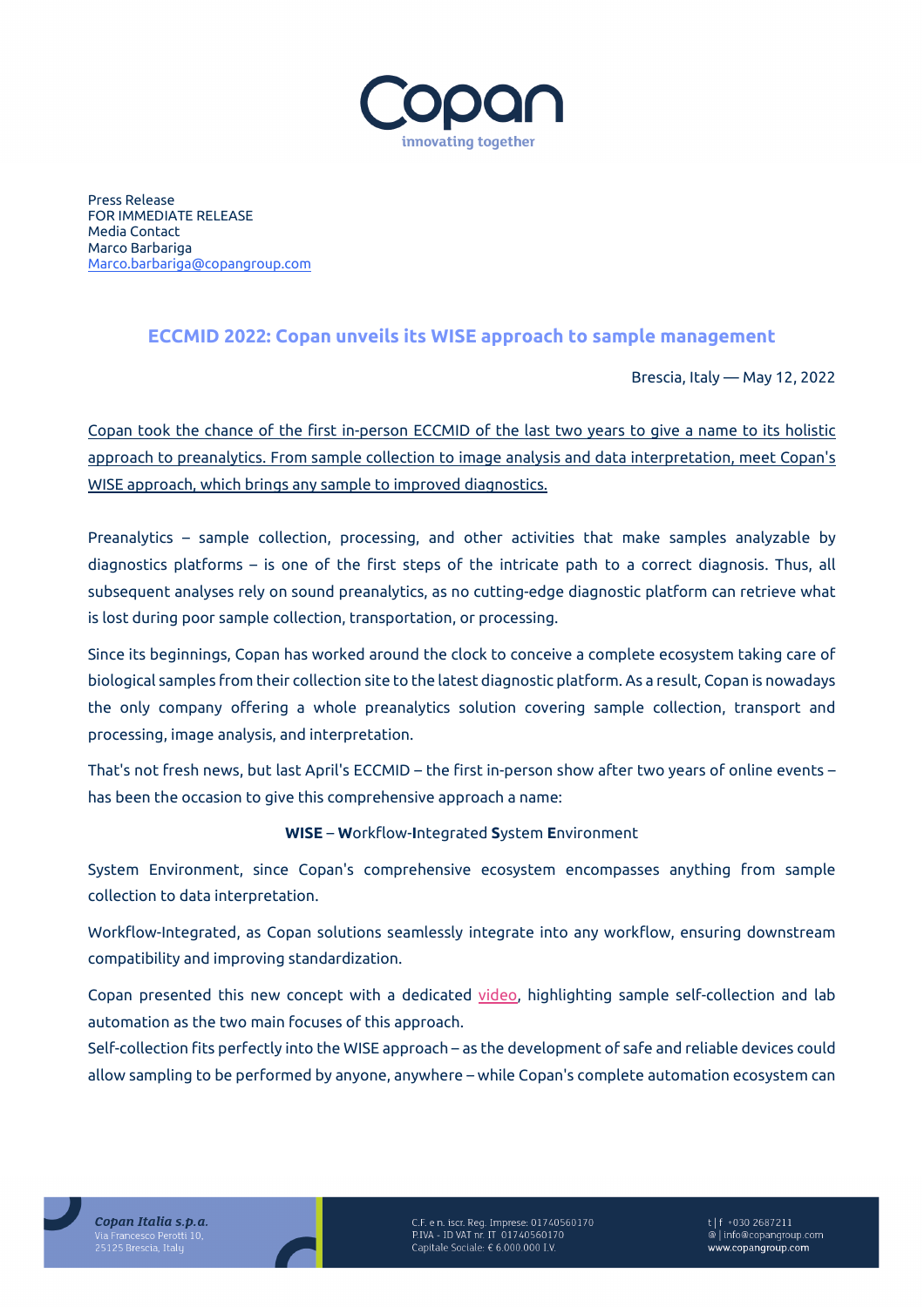Press Release
FOR IMMEDIATE RELEASE
Media Contact
Marco Barbariga
Marco.barbariga@copangroup.com

## ECCMID 2022: Copan unveils its WISE approach to sample management

Brescia, Italy — May 12, 2022

Copan took the chance of the first in-person ECCMID of the last two years to give a name to its holistic approach to preanalytics. From sample collection to image analysis and data interpretation, meet Copan's WISE approach, which brings any sample to improved diagnostics.

Preanalytics – sample collection, processing, and other activities that make samples analyzable by diagnostics platforms – is one of the first steps of the intricate path to a correct diagnosis. Thus, all subsequent analyses rely on sound preanalytics, as no cutting-edge diagnostic platform can retrieve what is lost during poor sample collection, transportation, or processing.

Since its beginnings, Copan has worked around the clock to conceive a complete ecosystem taking care of biological samples from their collection site to the latest diagnostic platform. As a result, Copan is nowadays the only company offering a whole preanalytics solution covering sample collection, transport and processing, image analysis, and interpretation.

That's not fresh news, but last April's ECCMID – the first in-person show after two years of online events – has been the occasion to give this comprehensive approach a name:

**WISE** – **W**orkflow-**I**ntegrated **S**ystem **E**nvironment

System Environment, since Copan's comprehensive ecosystem encompasses anything from sample collection to data interpretation.

Workflow-Integrated, as Copan solutions seamlessly integrate into any workflow, ensuring downstream compatibility and improving standardization.

Copan presented this new concept with a dedicated video, highlighting sample self-collection and lab automation as the two main focuses of this approach.
Self-collection fits perfectly into the WISE approach – as the development of safe and reliable devices could allow sampling to be performed by anyone, anywhere – while Copan's complete automation ecosystem can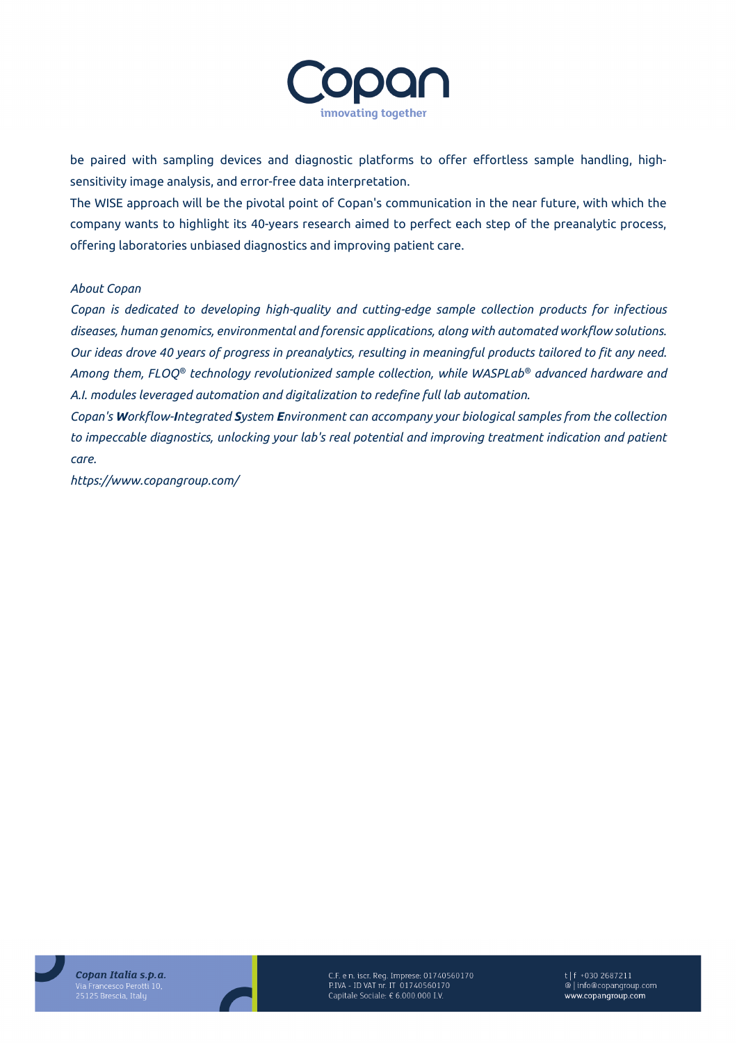be paired with sampling devices and diagnostic platforms to offer effortless sample handling, high-sensitivity image analysis, and error-free data interpretation.

The WISE approach will be the pivotal point of Copan's communication in the near future, with which the company wants to highlight its 40-years research aimed to perfect each step of the preanalytic process, offering laboratories unbiased diagnostics and improving patient care.

*About Copan*

*Copan is dedicated to developing high-quality and cutting-edge sample collection products for infectious diseases, human genomics, environmental and forensic applications, along with automated workflow solutions. Our ideas drove 40 years of progress in preanalytics, resulting in meaningful products tailored to fit any need. Among them, FLOQ® technology revolutionized sample collection, while WASPLab® advanced hardware and A.I. modules leveraged automation and digitalization to redefine full lab automation.*

*Copan's **W**orkflow-**I**ntegrated **S**ystem **E**nvironment can accompany your biological samples from the collection to impeccable diagnostics, unlocking your lab's real potential and improving treatment indication and patient care.*

*https://www.copangroup.com/*